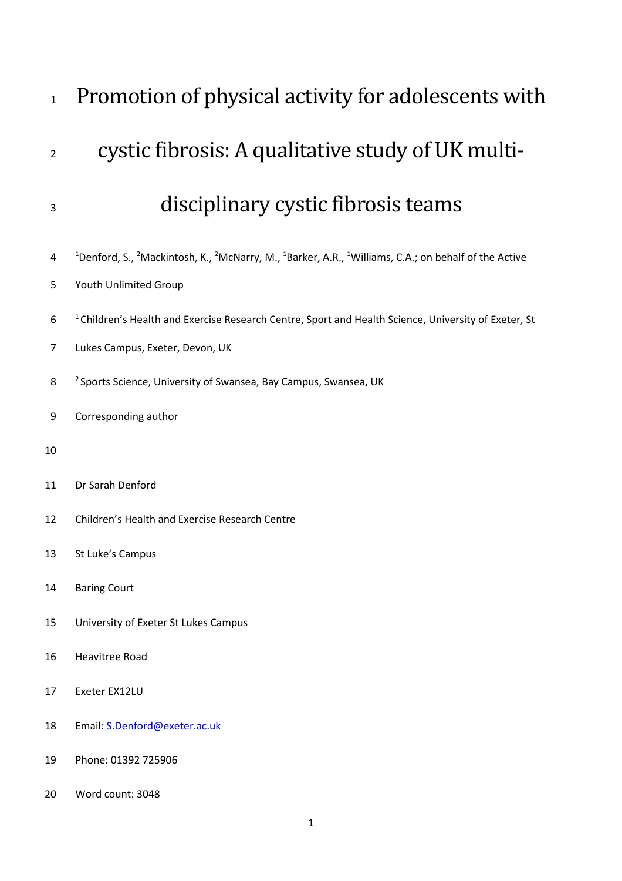# Promotion of physical activity for adolescents with cystic fibrosis: A qualitative study of UK multi-disciplinary cystic fibrosis teams

[1]Denford, S., [2]Mackintosh, K., [2]McNarry, M., [1]Barker, A.R., [1]Williams, C.A.; on behalf of the Active Youth Unlimited Group

[1] Children's Health and Exercise Research Centre, Sport and Health Science, University of Exeter, St Lukes Campus, Exeter, Devon, UK

[2] Sports Science, University of Swansea, Bay Campus, Swansea, UK

Corresponding author

Dr Sarah Denford

Children's Health and Exercise Research Centre

St Luke's Campus

Baring Court

University of Exeter St Lukes Campus

Heavitree Road

Exeter EX12LU

Email: S.Denford@exeter.ac.uk

Phone: 01392 725906

Word count: 3048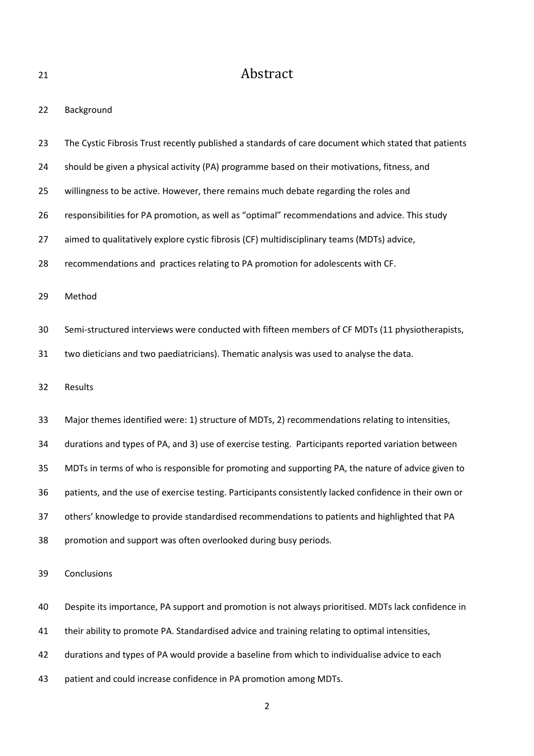# Abstract

## Background

The Cystic Fibrosis Trust recently published a standards of care document which stated that patients should be given a physical activity (PA) programme based on their motivations, fitness, and willingness to be active. However, there remains much debate regarding the roles and responsibilities for PA promotion, as well as "optimal" recommendations and advice. This study aimed to qualitatively explore cystic fibrosis (CF) multidisciplinary teams (MDTs) advice, recommendations and practices relating to PA promotion for adolescents with CF.

## Method

Semi-structured interviews were conducted with fifteen members of CF MDTs (11 physiotherapists, two dieticians and two paediatricians). Thematic analysis was used to analyse the data.

## Results

Major themes identified were: 1) structure of MDTs, 2) recommendations relating to intensities, durations and types of PA, and 3) use of exercise testing. Participants reported variation between MDTs in terms of who is responsible for promoting and supporting PA, the nature of advice given to patients, and the use of exercise testing. Participants consistently lacked confidence in their own or others' knowledge to provide standardised recommendations to patients and highlighted that PA promotion and support was often overlooked during busy periods.

## Conclusions

Despite its importance, PA support and promotion is not always prioritised. MDTs lack confidence in their ability to promote PA. Standardised advice and training relating to optimal intensities, durations and types of PA would provide a baseline from which to individualise advice to each patient and could increase confidence in PA promotion among MDTs.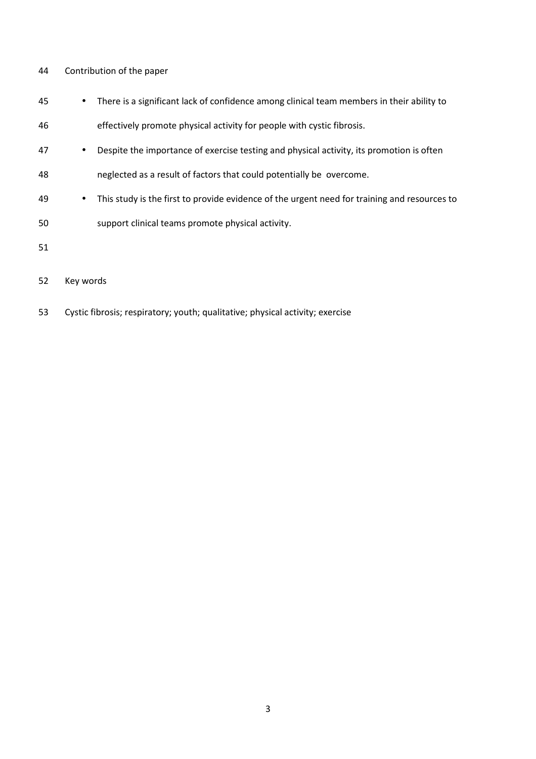## Contribution of the paper

- There is a significant lack of confidence among clinical team members in their ability to effectively promote physical activity for people with cystic fibrosis.
- Despite the importance of exercise testing and physical activity, its promotion is often neglected as a result of factors that could potentially be overcome.
- This study is the first to provide evidence of the urgent need for training and resources to support clinical teams promote physical activity.

## Key words

Cystic fibrosis; respiratory; youth; qualitative; physical activity; exercise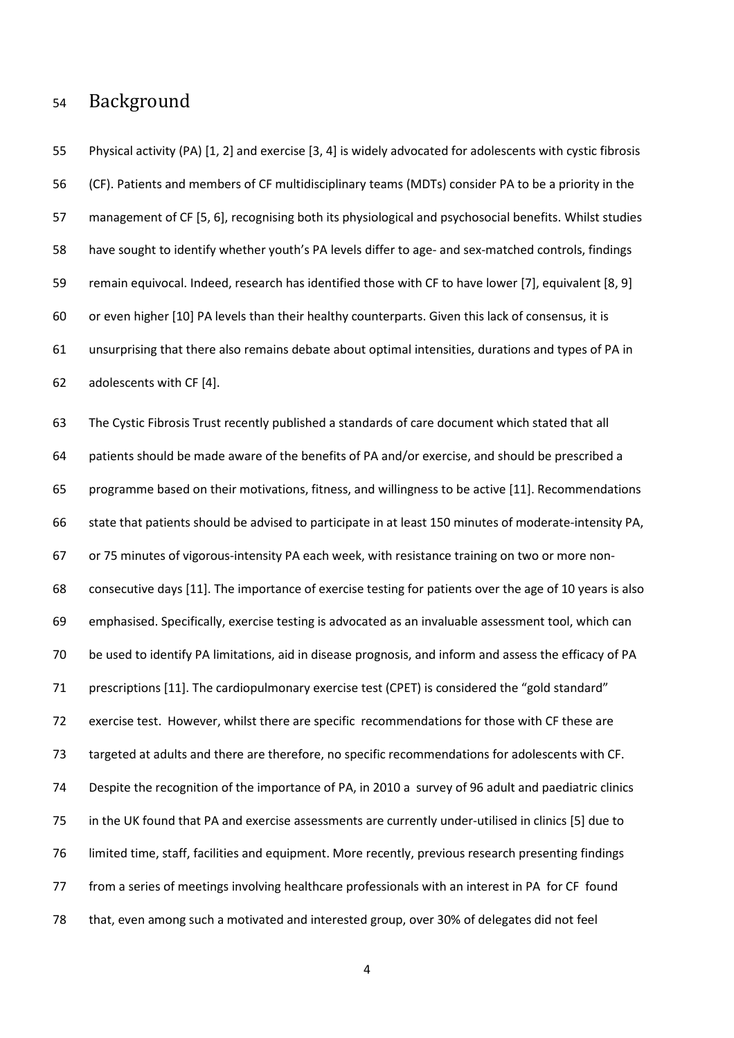## Background

Physical activity (PA) [1, 2] and exercise [3, 4] is widely advocated for adolescents with cystic fibrosis (CF). Patients and members of CF multidisciplinary teams (MDTs) consider PA to be a priority in the management of CF [5, 6], recognising both its physiological and psychosocial benefits. Whilst studies have sought to identify whether youth's PA levels differ to age- and sex-matched controls, findings remain equivocal. Indeed, research has identified those with CF to have lower [7], equivalent [8, 9] or even higher [10] PA levels than their healthy counterparts. Given this lack of consensus, it is unsurprising that there also remains debate about optimal intensities, durations and types of PA in adolescents with CF [4].

The Cystic Fibrosis Trust recently published a standards of care document which stated that all patients should be made aware of the benefits of PA and/or exercise, and should be prescribed a programme based on their motivations, fitness, and willingness to be active [11]. Recommendations state that patients should be advised to participate in at least 150 minutes of moderate-intensity PA, or 75 minutes of vigorous-intensity PA each week, with resistance training on two or more non-consecutive days [11]. The importance of exercise testing for patients over the age of 10 years is also emphasised. Specifically, exercise testing is advocated as an invaluable assessment tool, which can be used to identify PA limitations, aid in disease prognosis, and inform and assess the efficacy of PA prescriptions [11]. The cardiopulmonary exercise test (CPET) is considered the "gold standard" exercise test. However, whilst there are specific recommendations for those with CF these are targeted at adults and there are therefore, no specific recommendations for adolescents with CF. Despite the recognition of the importance of PA, in 2010 a survey of 96 adult and paediatric clinics in the UK found that PA and exercise assessments are currently under-utilised in clinics [5] due to limited time, staff, facilities and equipment. More recently, previous research presenting findings from a series of meetings involving healthcare professionals with an interest in PA for CF found that, even among such a motivated and interested group, over 30% of delegates did not feel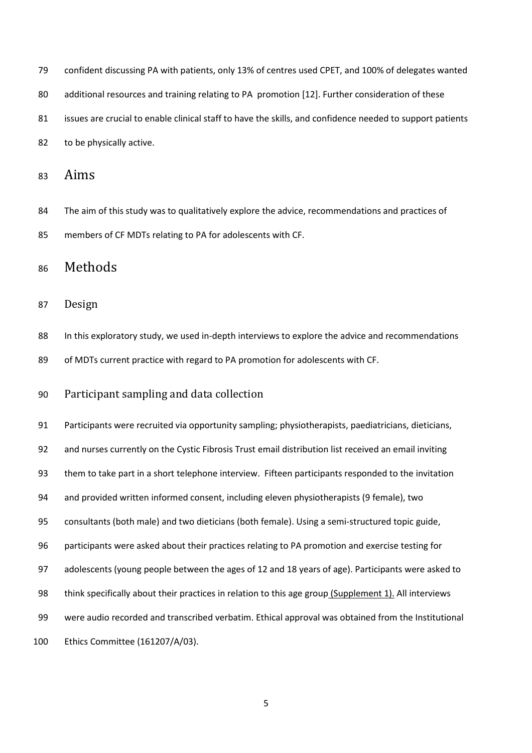confident discussing PA with patients, only 13% of centres used CPET, and 100% of delegates wanted additional resources and training relating to PA promotion [12]. Further consideration of these issues are crucial to enable clinical staff to have the skills, and confidence needed to support patients to be physically active.

# Aims

The aim of this study was to qualitatively explore the advice, recommendations and practices of members of CF MDTs relating to PA for adolescents with CF.

# Methods

## Design

In this exploratory study, we used in-depth interviews to explore the advice and recommendations of MDTs current practice with regard to PA promotion for adolescents with CF.

## Participant sampling and data collection

Participants were recruited via opportunity sampling; physiotherapists, paediatricians, dieticians, and nurses currently on the Cystic Fibrosis Trust email distribution list received an email inviting them to take part in a short telephone interview. Fifteen participants responded to the invitation and provided written informed consent, including eleven physiotherapists (9 female), two consultants (both male) and two dieticians (both female). Using a semi-structured topic guide, participants were asked about their practices relating to PA promotion and exercise testing for adolescents (young people between the ages of 12 and 18 years of age). Participants were asked to think specifically about their practices in relation to this age group (Supplement 1). All interviews were audio recorded and transcribed verbatim. Ethical approval was obtained from the Institutional Ethics Committee (161207/A/03).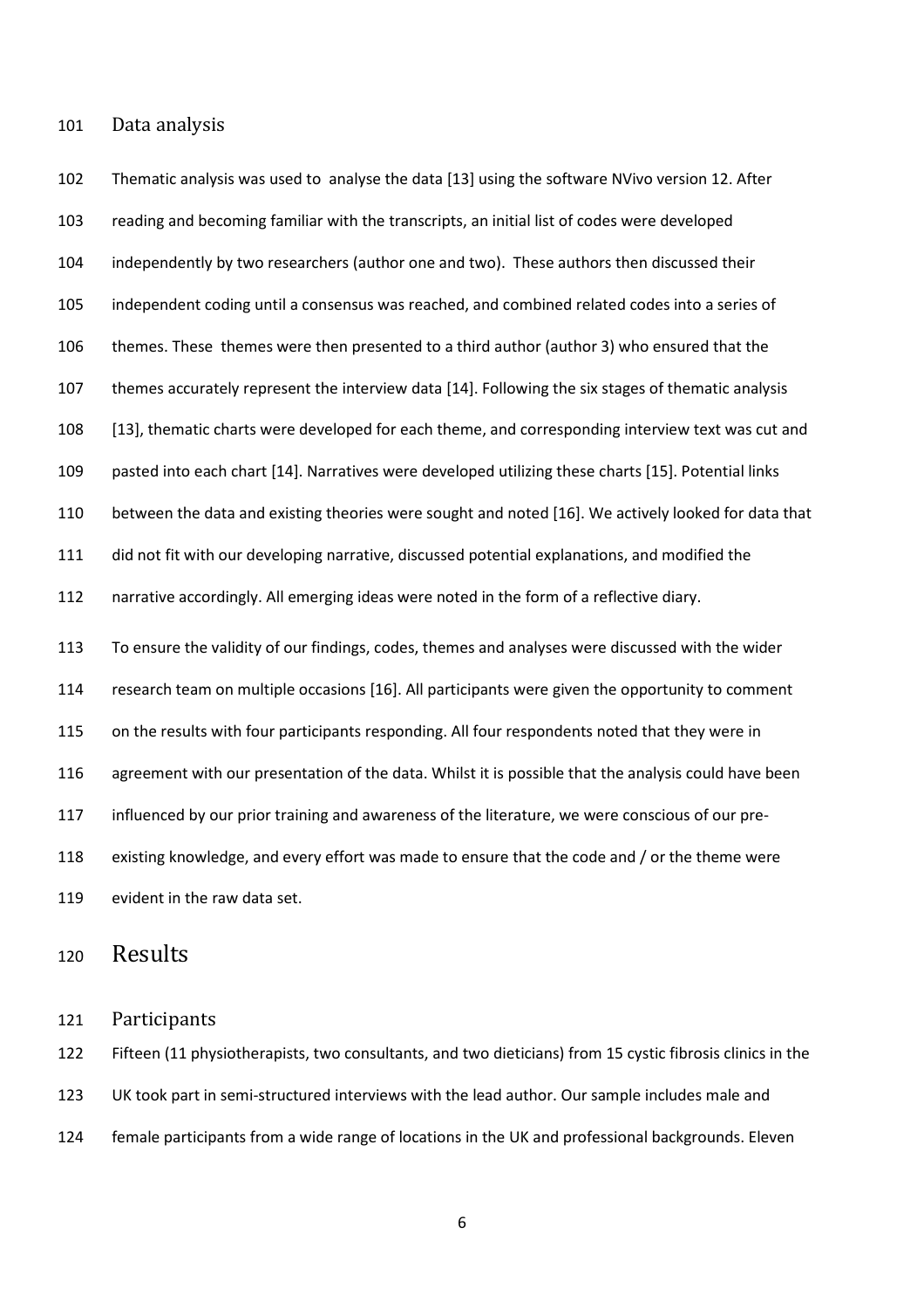### Data analysis

Thematic analysis was used to analyse the data [13] using the software NVivo version 12. After reading and becoming familiar with the transcripts, an initial list of codes were developed independently by two researchers (author one and two). These authors then discussed their independent coding until a consensus was reached, and combined related codes into a series of themes. These themes were then presented to a third author (author 3) who ensured that the themes accurately represent the interview data [14]. Following the six stages of thematic analysis [13], thematic charts were developed for each theme, and corresponding interview text was cut and pasted into each chart [14]. Narratives were developed utilizing these charts [15]. Potential links between the data and existing theories were sought and noted [16]. We actively looked for data that did not fit with our developing narrative, discussed potential explanations, and modified the narrative accordingly. All emerging ideas were noted in the form of a reflective diary.

To ensure the validity of our findings, codes, themes and analyses were discussed with the wider research team on multiple occasions [16]. All participants were given the opportunity to comment on the results with four participants responding. All four respondents noted that they were in agreement with our presentation of the data. Whilst it is possible that the analysis could have been influenced by our prior training and awareness of the literature, we were conscious of our pre-existing knowledge, and every effort was made to ensure that the code and / or the theme were evident in the raw data set.

## Results

### Participants

Fifteen (11 physiotherapists, two consultants, and two dieticians) from 15 cystic fibrosis clinics in the UK took part in semi-structured interviews with the lead author. Our sample includes male and female participants from a wide range of locations in the UK and professional backgrounds. Eleven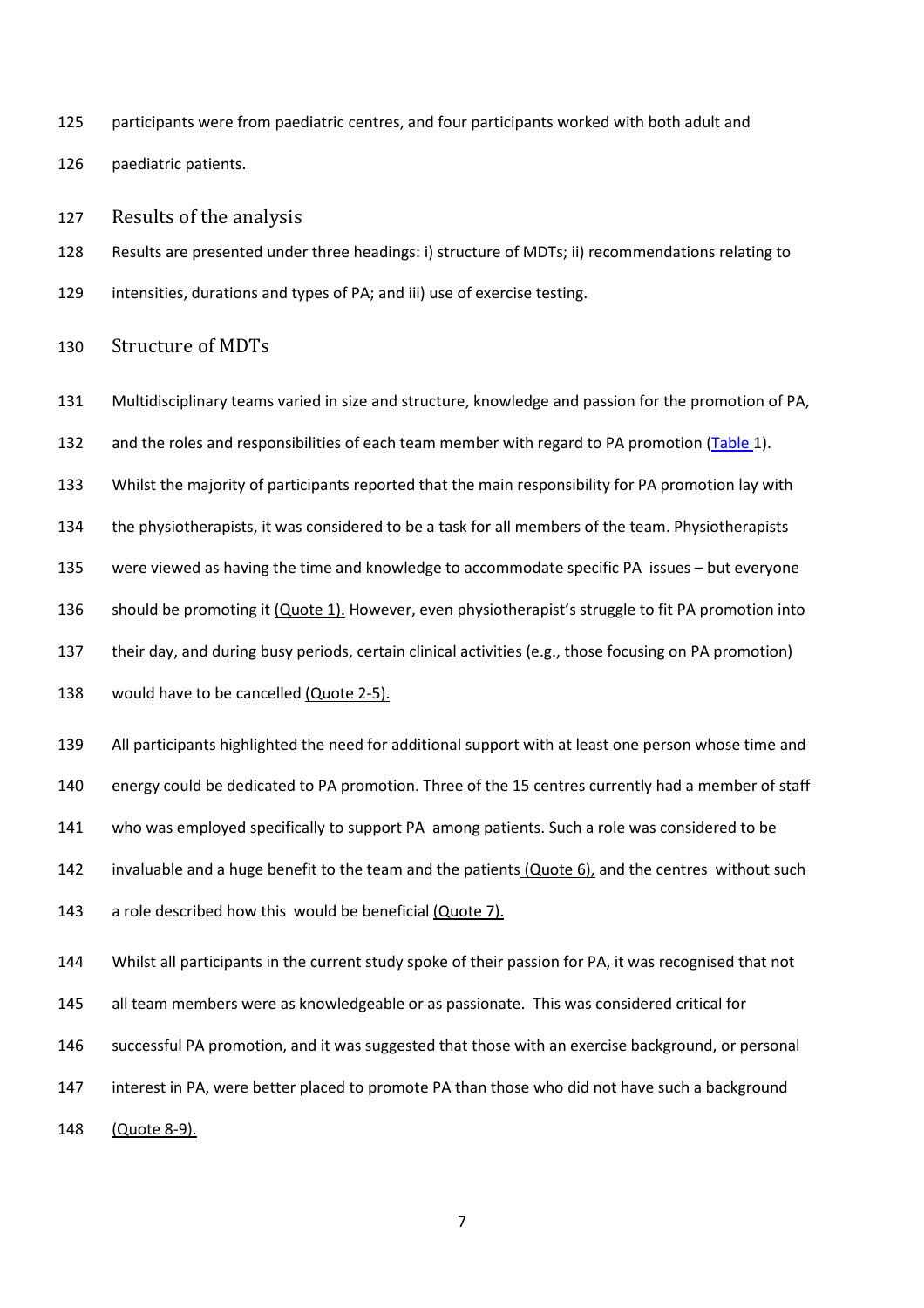participants were from paediatric centres, and four participants worked with both adult and paediatric patients.

## Results of the analysis

Results are presented under three headings: i) structure of MDTs; ii) recommendations relating to intensities, durations and types of PA; and iii) use of exercise testing.

### Structure of MDTs

Multidisciplinary teams varied in size and structure, knowledge and passion for the promotion of PA, and the roles and responsibilities of each team member with regard to PA promotion (Table 1). Whilst the majority of participants reported that the main responsibility for PA promotion lay with the physiotherapists, it was considered to be a task for all members of the team. Physiotherapists were viewed as having the time and knowledge to accommodate specific PA issues – but everyone should be promoting it (Quote 1). However, even physiotherapist's struggle to fit PA promotion into their day, and during busy periods, certain clinical activities (e.g., those focusing on PA promotion) would have to be cancelled (Quote 2-5).

All participants highlighted the need for additional support with at least one person whose time and energy could be dedicated to PA promotion. Three of the 15 centres currently had a member of staff who was employed specifically to support PA among patients. Such a role was considered to be invaluable and a huge benefit to the team and the patients (Quote 6), and the centres without such a role described how this would be beneficial (Quote 7).

Whilst all participants in the current study spoke of their passion for PA, it was recognised that not all team members were as knowledgeable or as passionate. This was considered critical for successful PA promotion, and it was suggested that those with an exercise background, or personal interest in PA, were better placed to promote PA than those who did not have such a background (Quote 8-9).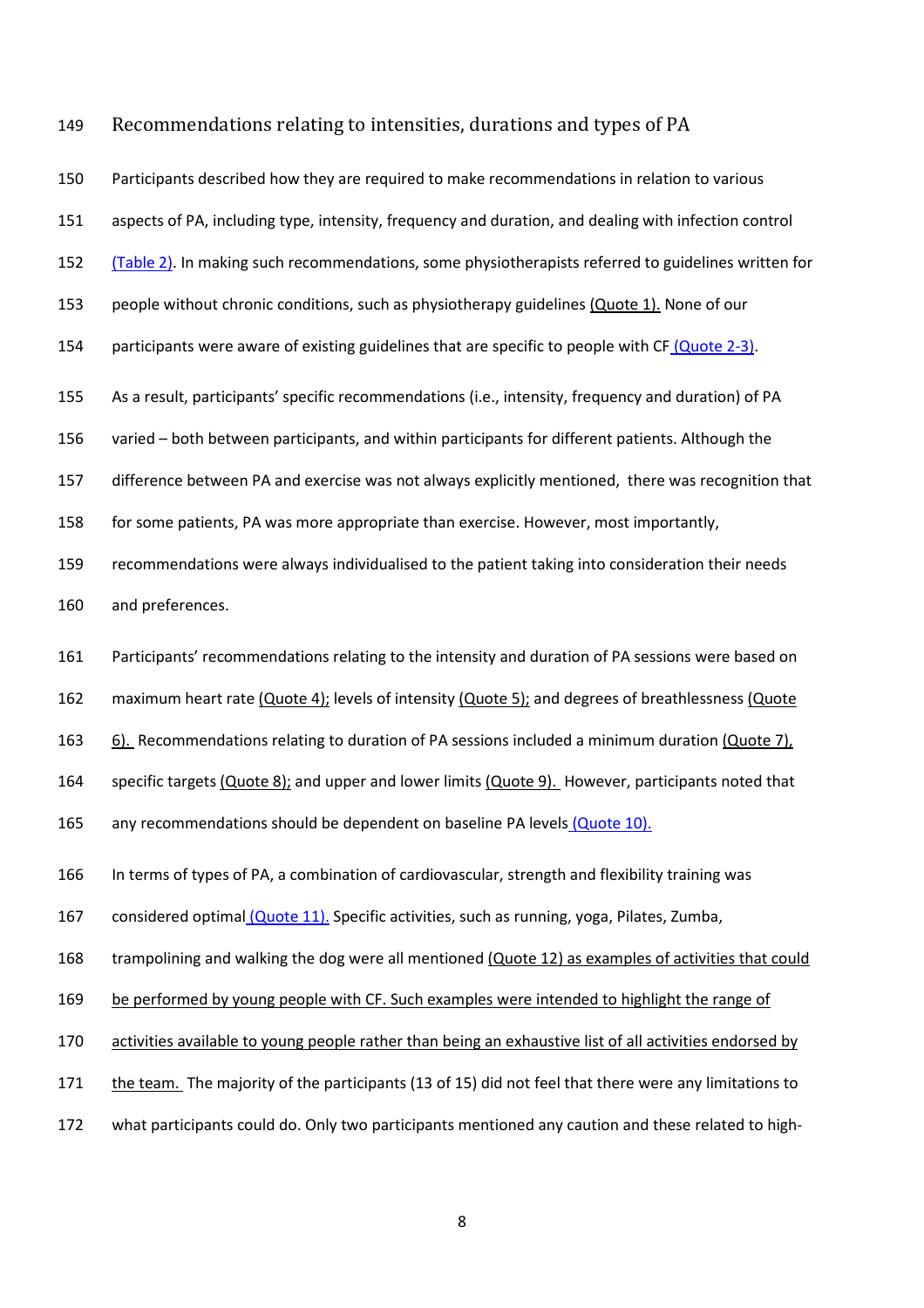## Recommendations relating to intensities, durations and types of PA

Participants described how they are required to make recommendations in relation to various aspects of PA, including type, intensity, frequency and duration, and dealing with infection control (Table 2). In making such recommendations, some physiotherapists referred to guidelines written for people without chronic conditions, such as physiotherapy guidelines (Quote 1). None of our participants were aware of existing guidelines that are specific to people with CF (Quote 2-3).

As a result, participants' specific recommendations (i.e., intensity, frequency and duration) of PA varied – both between participants, and within participants for different patients. Although the difference between PA and exercise was not always explicitly mentioned, there was recognition that for some patients, PA was more appropriate than exercise. However, most importantly, recommendations were always individualised to the patient taking into consideration their needs and preferences.

Participants' recommendations relating to the intensity and duration of PA sessions were based on maximum heart rate (Quote 4); levels of intensity (Quote 5); and degrees of breathlessness (Quote 6). Recommendations relating to duration of PA sessions included a minimum duration (Quote 7), specific targets (Quote 8); and upper and lower limits (Quote 9). However, participants noted that any recommendations should be dependent on baseline PA levels (Quote 10).

In terms of types of PA, a combination of cardiovascular, strength and flexibility training was considered optimal (Quote 11). Specific activities, such as running, yoga, Pilates, Zumba, trampolining and walking the dog were all mentioned (Quote 12) as examples of activities that could be performed by young people with CF. Such examples were intended to highlight the range of activities available to young people rather than being an exhaustive list of all activities endorsed by the team. The majority of the participants (13 of 15) did not feel that there were any limitations to what participants could do. Only two participants mentioned any caution and these related to high-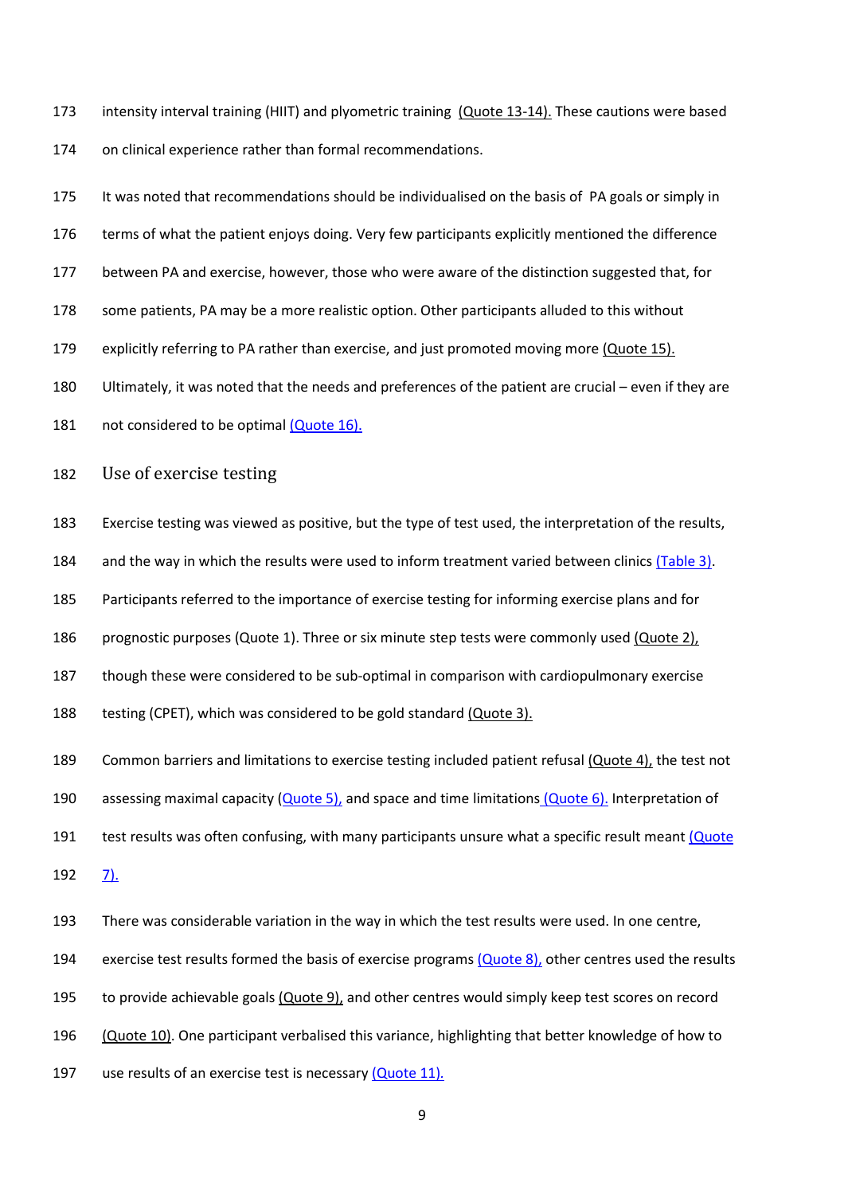intensity interval training (HIIT) and plyometric training (Quote 13-14). These cautions were based on clinical experience rather than formal recommendations.

It was noted that recommendations should be individualised on the basis of PA goals or simply in terms of what the patient enjoys doing. Very few participants explicitly mentioned the difference between PA and exercise, however, those who were aware of the distinction suggested that, for some patients, PA may be a more realistic option. Other participants alluded to this without explicitly referring to PA rather than exercise, and just promoted moving more (Quote 15). Ultimately, it was noted that the needs and preferences of the patient are crucial – even if they are not considered to be optimal (Quote 16).

## Use of exercise testing

Exercise testing was viewed as positive, but the type of test used, the interpretation of the results, and the way in which the results were used to inform treatment varied between clinics (Table 3). Participants referred to the importance of exercise testing for informing exercise plans and for prognostic purposes (Quote 1). Three or six minute step tests were commonly used (Quote 2), though these were considered to be sub-optimal in comparison with cardiopulmonary exercise testing (CPET), which was considered to be gold standard (Quote 3).

Common barriers and limitations to exercise testing included patient refusal (Quote 4), the test not assessing maximal capacity (Quote 5), and space and time limitations (Quote 6). Interpretation of test results was often confusing, with many participants unsure what a specific result meant (Quote 7).

There was considerable variation in the way in which the test results were used. In one centre, exercise test results formed the basis of exercise programs (Quote 8), other centres used the results to provide achievable goals (Quote 9), and other centres would simply keep test scores on record (Quote 10). One participant verbalised this variance, highlighting that better knowledge of how to use results of an exercise test is necessary (Quote 11).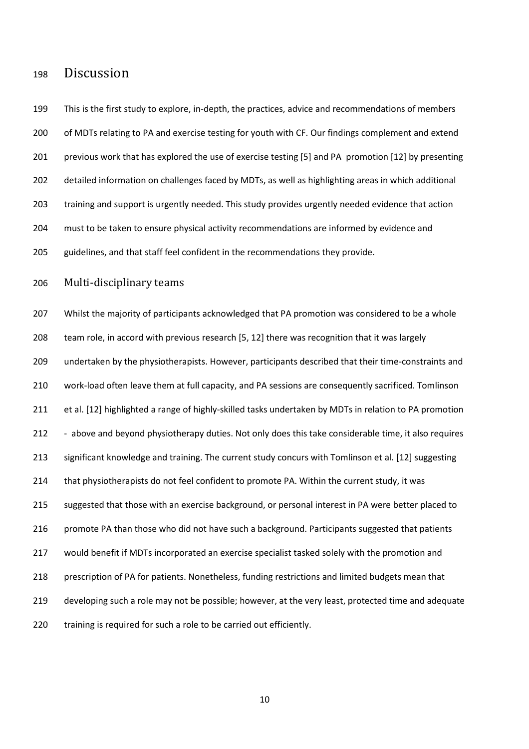# Discussion

This is the first study to explore, in-depth, the practices, advice and recommendations of members of MDTs relating to PA and exercise testing for youth with CF. Our findings complement and extend previous work that has explored the use of exercise testing [5] and PA promotion [12] by presenting detailed information on challenges faced by MDTs, as well as highlighting areas in which additional training and support is urgently needed. This study provides urgently needed evidence that action must to be taken to ensure physical activity recommendations are informed by evidence and guidelines, and that staff feel confident in the recommendations they provide.

## Multi-disciplinary teams

Whilst the majority of participants acknowledged that PA promotion was considered to be a whole team role, in accord with previous research [5, 12] there was recognition that it was largely undertaken by the physiotherapists. However, participants described that their time-constraints and work-load often leave them at full capacity, and PA sessions are consequently sacrificed. Tomlinson et al. [12] highlighted a range of highly-skilled tasks undertaken by MDTs in relation to PA promotion - above and beyond physiotherapy duties. Not only does this take considerable time, it also requires significant knowledge and training. The current study concurs with Tomlinson et al. [12] suggesting that physiotherapists do not feel confident to promote PA. Within the current study, it was suggested that those with an exercise background, or personal interest in PA were better placed to promote PA than those who did not have such a background. Participants suggested that patients would benefit if MDTs incorporated an exercise specialist tasked solely with the promotion and prescription of PA for patients. Nonetheless, funding restrictions and limited budgets mean that developing such a role may not be possible; however, at the very least, protected time and adequate training is required for such a role to be carried out efficiently.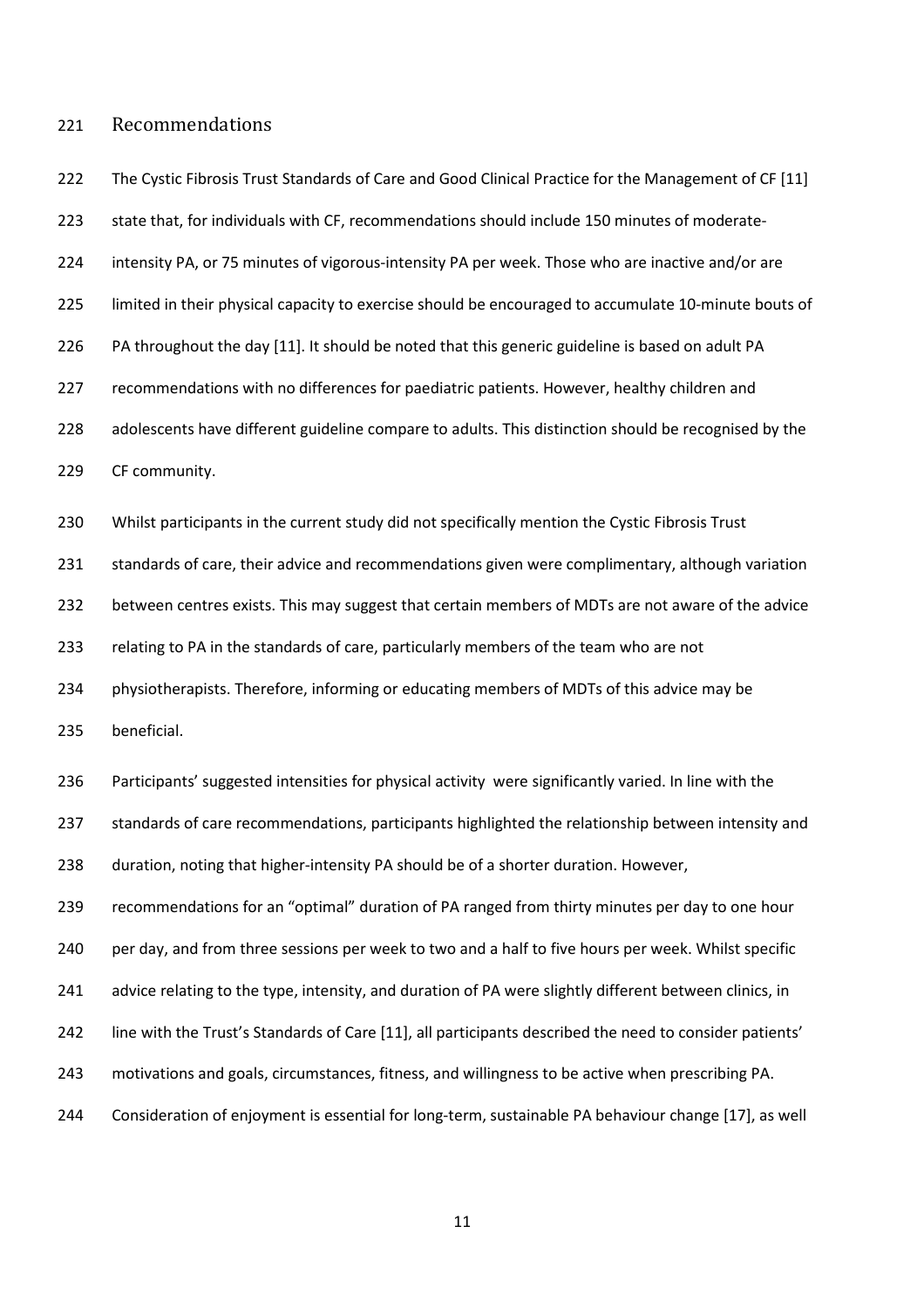## Recommendations

The Cystic Fibrosis Trust Standards of Care and Good Clinical Practice for the Management of CF [11] state that, for individuals with CF, recommendations should include 150 minutes of moderate-intensity PA, or 75 minutes of vigorous-intensity PA per week. Those who are inactive and/or are limited in their physical capacity to exercise should be encouraged to accumulate 10-minute bouts of PA throughout the day [11]. It should be noted that this generic guideline is based on adult PA recommendations with no differences for paediatric patients. However, healthy children and adolescents have different guideline compare to adults. This distinction should be recognised by the CF community.

Whilst participants in the current study did not specifically mention the Cystic Fibrosis Trust standards of care, their advice and recommendations given were complimentary, although variation between centres exists. This may suggest that certain members of MDTs are not aware of the advice relating to PA in the standards of care, particularly members of the team who are not physiotherapists. Therefore, informing or educating members of MDTs of this advice may be beneficial.

Participants' suggested intensities for physical activity were significantly varied. In line with the standards of care recommendations, participants highlighted the relationship between intensity and duration, noting that higher-intensity PA should be of a shorter duration. However, recommendations for an "optimal" duration of PA ranged from thirty minutes per day to one hour per day, and from three sessions per week to two and a half to five hours per week. Whilst specific advice relating to the type, intensity, and duration of PA were slightly different between clinics, in line with the Trust's Standards of Care [11], all participants described the need to consider patients' motivations and goals, circumstances, fitness, and willingness to be active when prescribing PA. Consideration of enjoyment is essential for long-term, sustainable PA behaviour change [17], as well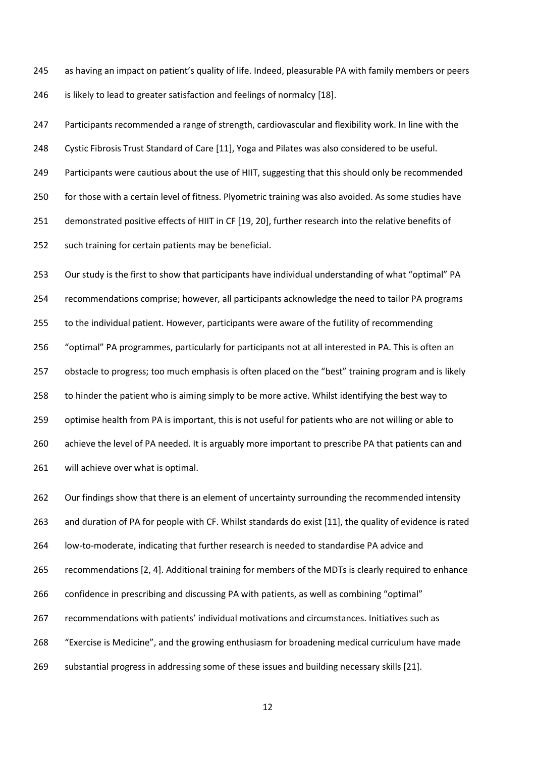as having an impact on patient's quality of life. Indeed, pleasurable PA with family members or peers is likely to lead to greater satisfaction and feelings of normalcy [18].

Participants recommended a range of strength, cardiovascular and flexibility work. In line with the Cystic Fibrosis Trust Standard of Care [11], Yoga and Pilates was also considered to be useful. Participants were cautious about the use of HIIT, suggesting that this should only be recommended for those with a certain level of fitness. Plyometric training was also avoided. As some studies have demonstrated positive effects of HIIT in CF [19, 20], further research into the relative benefits of such training for certain patients may be beneficial.

Our study is the first to show that participants have individual understanding of what "optimal" PA recommendations comprise; however, all participants acknowledge the need to tailor PA programs to the individual patient. However, participants were aware of the futility of recommending "optimal" PA programmes, particularly for participants not at all interested in PA. This is often an obstacle to progress; too much emphasis is often placed on the "best" training program and is likely to hinder the patient who is aiming simply to be more active. Whilst identifying the best way to optimise health from PA is important, this is not useful for patients who are not willing or able to achieve the level of PA needed. It is arguably more important to prescribe PA that patients can and will achieve over what is optimal.

Our findings show that there is an element of uncertainty surrounding the recommended intensity and duration of PA for people with CF. Whilst standards do exist [11], the quality of evidence is rated low-to-moderate, indicating that further research is needed to standardise PA advice and recommendations [2, 4]. Additional training for members of the MDTs is clearly required to enhance confidence in prescribing and discussing PA with patients, as well as combining "optimal" recommendations with patients' individual motivations and circumstances. Initiatives such as "Exercise is Medicine", and the growing enthusiasm for broadening medical curriculum have made substantial progress in addressing some of these issues and building necessary skills [21].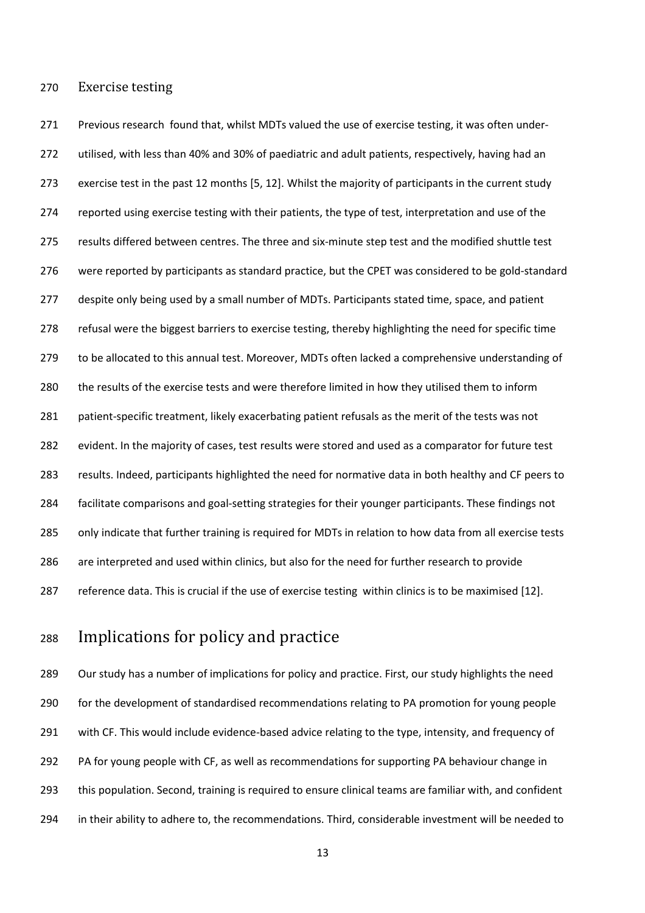### Exercise testing

Previous research found that, whilst MDTs valued the use of exercise testing, it was often under-utilised, with less than 40% and 30% of paediatric and adult patients, respectively, having had an exercise test in the past 12 months [5, 12]. Whilst the majority of participants in the current study reported using exercise testing with their patients, the type of test, interpretation and use of the results differed between centres. The three and six-minute step test and the modified shuttle test were reported by participants as standard practice, but the CPET was considered to be gold-standard despite only being used by a small number of MDTs. Participants stated time, space, and patient refusal were the biggest barriers to exercise testing, thereby highlighting the need for specific time to be allocated to this annual test. Moreover, MDTs often lacked a comprehensive understanding of the results of the exercise tests and were therefore limited in how they utilised them to inform patient-specific treatment, likely exacerbating patient refusals as the merit of the tests was not evident. In the majority of cases, test results were stored and used as a comparator for future test results. Indeed, participants highlighted the need for normative data in both healthy and CF peers to facilitate comparisons and goal-setting strategies for their younger participants. These findings not only indicate that further training is required for MDTs in relation to how data from all exercise tests are interpreted and used within clinics, but also for the need for further research to provide reference data. This is crucial if the use of exercise testing within clinics is to be maximised [12].

## Implications for policy and practice

Our study has a number of implications for policy and practice. First, our study highlights the need for the development of standardised recommendations relating to PA promotion for young people with CF. This would include evidence-based advice relating to the type, intensity, and frequency of PA for young people with CF, as well as recommendations for supporting PA behaviour change in this population. Second, training is required to ensure clinical teams are familiar with, and confident in their ability to adhere to, the recommendations. Third, considerable investment will be needed to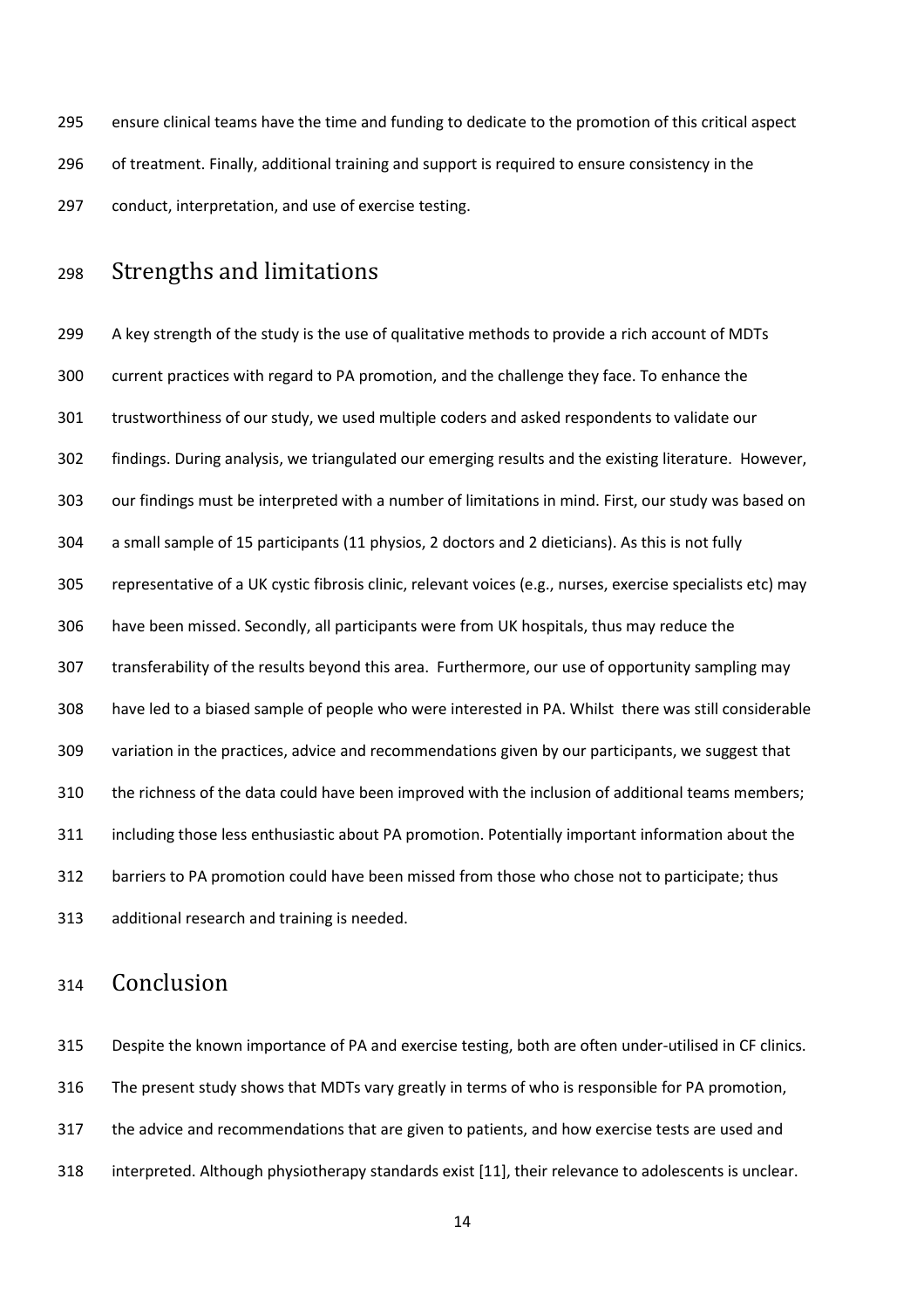ensure clinical teams have the time and funding to dedicate to the promotion of this critical aspect of treatment. Finally, additional training and support is required to ensure consistency in the conduct, interpretation, and use of exercise testing.

## Strengths and limitations

A key strength of the study is the use of qualitative methods to provide a rich account of MDTs current practices with regard to PA promotion, and the challenge they face. To enhance the trustworthiness of our study, we used multiple coders and asked respondents to validate our findings. During analysis, we triangulated our emerging results and the existing literature. However, our findings must be interpreted with a number of limitations in mind. First, our study was based on a small sample of 15 participants (11 physios, 2 doctors and 2 dieticians). As this is not fully representative of a UK cystic fibrosis clinic, relevant voices (e.g., nurses, exercise specialists etc) may have been missed. Secondly, all participants were from UK hospitals, thus may reduce the transferability of the results beyond this area. Furthermore, our use of opportunity sampling may have led to a biased sample of people who were interested in PA. Whilst there was still considerable variation in the practices, advice and recommendations given by our participants, we suggest that the richness of the data could have been improved with the inclusion of additional teams members; including those less enthusiastic about PA promotion. Potentially important information about the barriers to PA promotion could have been missed from those who chose not to participate; thus additional research and training is needed.

## Conclusion

Despite the known importance of PA and exercise testing, both are often under-utilised in CF clinics. The present study shows that MDTs vary greatly in terms of who is responsible for PA promotion, the advice and recommendations that are given to patients, and how exercise tests are used and interpreted. Although physiotherapy standards exist [11], their relevance to adolescents is unclear.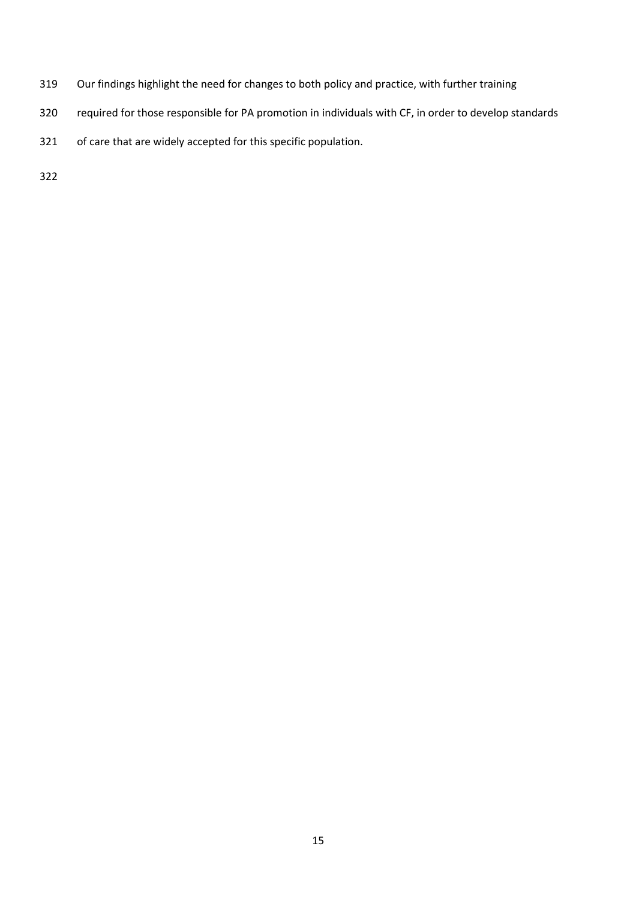Our findings highlight the need for changes to both policy and practice, with further training required for those responsible for PA promotion in individuals with CF, in order to develop standards of care that are widely accepted for this specific population.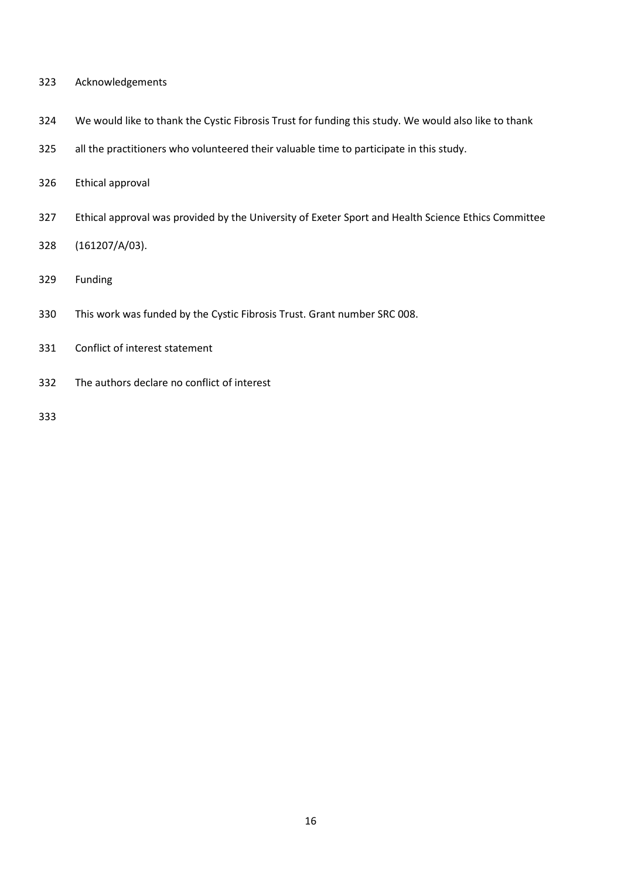## Acknowledgements

We would like to thank the Cystic Fibrosis Trust for funding this study. We would also like to thank all the practitioners who volunteered their valuable time to participate in this study.

## Ethical approval

Ethical approval was provided by the University of Exeter Sport and Health Science Ethics Committee (161207/A/03).

## Funding

This work was funded by the Cystic Fibrosis Trust. Grant number SRC 008.

## Conflict of interest statement

The authors declare no conflict of interest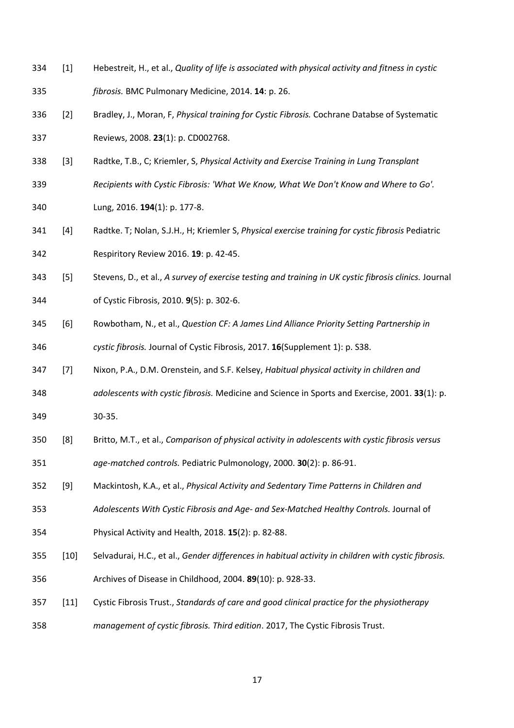[1] Hebestreit, H., et al., *Quality of life is associated with physical activity and fitness in cystic fibrosis.* BMC Pulmonary Medicine, 2014. **14**: p. 26.

[2] Bradley, J., Moran, F, *Physical training for Cystic Fibrosis.* Cochrane Databse of Systematic Reviews, 2008. **23**(1): p. CD002768.

[3] Radtke, T.B., C; Kriemler, S, *Physical Activity and Exercise Training in Lung Transplant Recipients with Cystic Fibrosis: 'What We Know, What We Don't Know and Where to Go'.* Lung, 2016. **194**(1): p. 177-8.

[4] Radtke. T; Nolan, S.J.H., H; Kriemler S, *Physical exercise training for cystic fibrosis* Pediatric Respiritory Review 2016. **19**: p. 42-45.

[5] Stevens, D., et al., *A survey of exercise testing and training in UK cystic fibrosis clinics.* Journal of Cystic Fibrosis, 2010. **9**(5): p. 302-6.

[6] Rowbotham, N., et al., *Question CF: A James Lind Alliance Priority Setting Partnership in cystic fibrosis.* Journal of Cystic Fibrosis, 2017. **16**(Supplement 1): p. S38.

[7] Nixon, P.A., D.M. Orenstein, and S.F. Kelsey, *Habitual physical activity in children and adolescents with cystic fibrosis.* Medicine and Science in Sports and Exercise, 2001. **33**(1): p. 30-35.

[8] Britto, M.T., et al., *Comparison of physical activity in adolescents with cystic fibrosis versus age-matched controls.* Pediatric Pulmonology, 2000. **30**(2): p. 86-91.

[9] Mackintosh, K.A., et al., *Physical Activity and Sedentary Time Patterns in Children and Adolescents With Cystic Fibrosis and Age- and Sex-Matched Healthy Controls.* Journal of Physical Activity and Health, 2018. **15**(2): p. 82-88.

[10] Selvadurai, H.C., et al., *Gender differences in habitual activity in children with cystic fibrosis.* Archives of Disease in Childhood, 2004. **89**(10): p. 928-33.

[11] Cystic Fibrosis Trust., *Standards of care and good clinical practice for the physiotherapy management of cystic fibrosis. Third edition*. 2017, The Cystic Fibrosis Trust.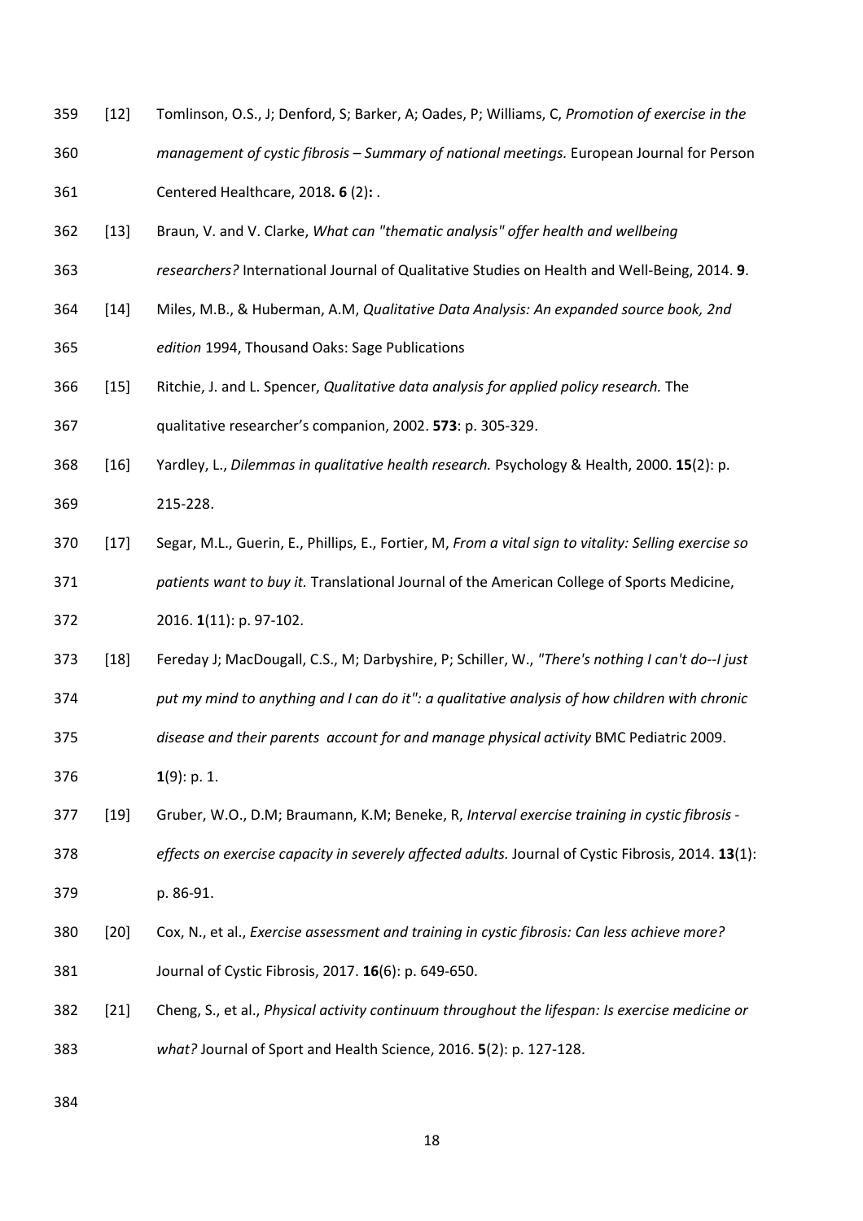[12] Tomlinson, O.S., J; Denford, S; Barker, A; Oades, P; Williams, C, *Promotion of exercise in the management of cystic fibrosis – Summary of national meetings.* European Journal for Person Centered Healthcare, 2018**. 6** (2)**:** .

[13] Braun, V. and V. Clarke, *What can "thematic analysis" offer health and wellbeing researchers?* International Journal of Qualitative Studies on Health and Well-Being, 2014. **9**.

[14] Miles, M.B., & Huberman, A.M, *Qualitative Data Analysis: An expanded source book, 2nd edition* 1994, Thousand Oaks: Sage Publications

[15] Ritchie, J. and L. Spencer, *Qualitative data analysis for applied policy research.* The qualitative researcher's companion, 2002. **573**: p. 305-329.

[16] Yardley, L., *Dilemmas in qualitative health research.* Psychology & Health, 2000. **15**(2): p. 215-228.

[17] Segar, M.L., Guerin, E., Phillips, E., Fortier, M, *From a vital sign to vitality: Selling exercise so patients want to buy it.* Translational Journal of the American College of Sports Medicine, 2016. **1**(11): p. 97-102.

[18] Fereday J; MacDougall, C.S., M; Darbyshire, P; Schiller, W., *"There's nothing I can't do--I just put my mind to anything and I can do it": a qualitative analysis of how children with chronic disease and their parents account for and manage physical activity* BMC Pediatric 2009. **1**(9): p. 1.

[19] Gruber, W.O., D.M; Braumann, K.M; Beneke, R, *Interval exercise training in cystic fibrosis - effects on exercise capacity in severely affected adults.* Journal of Cystic Fibrosis, 2014. **13**(1): p. 86-91.

[20] Cox, N., et al., *Exercise assessment and training in cystic fibrosis: Can less achieve more?* Journal of Cystic Fibrosis, 2017. **16**(6): p. 649-650.

[21] Cheng, S., et al., *Physical activity continuum throughout the lifespan: Is exercise medicine or what?* Journal of Sport and Health Science, 2016. **5**(2): p. 127-128.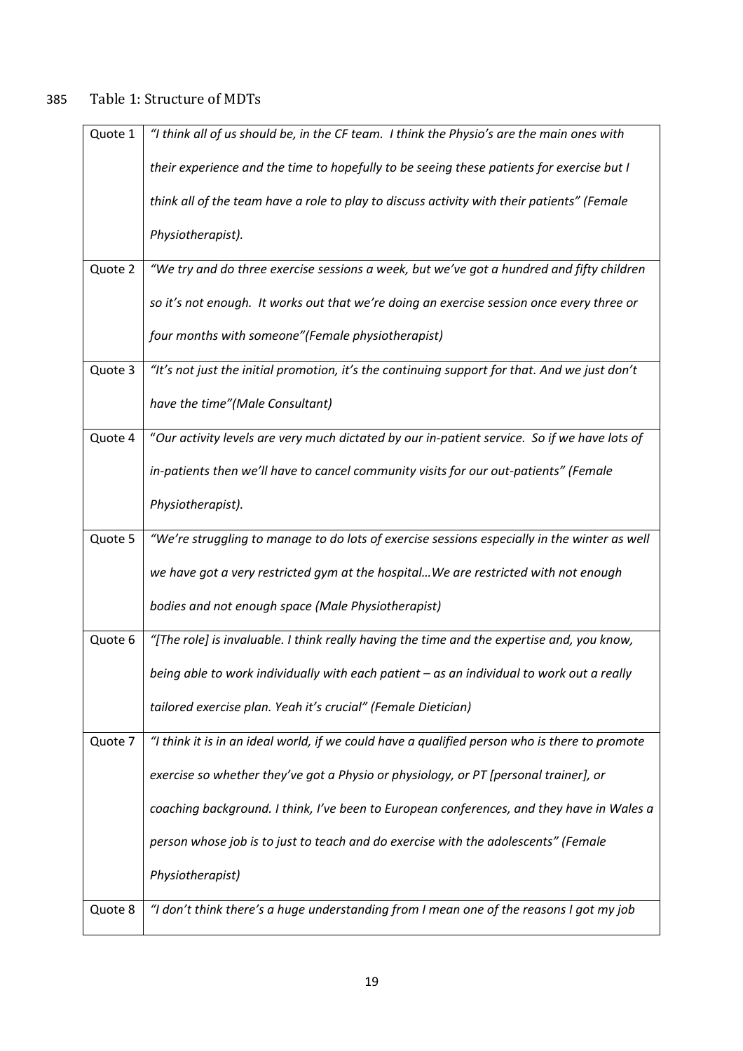Table 1: Structure of MDTs

| | |
|---|---|
| Quote 1 | *"I think all of us should be, in the CF team. I think the Physio's are the main ones with their experience and the time to hopefully to be seeing these patients for exercise but I think all of the team have a role to play to discuss activity with their patients" (Female Physiotherapist).* |
| Quote 2 | *"We try and do three exercise sessions a week, but we've got a hundred and fifty children so it's not enough. It works out that we're doing an exercise session once every three or four months with someone"(Female physiotherapist)* |
| Quote 3 | *"It's not just the initial promotion, it's the continuing support for that. And we just don't have the time"(Male Consultant)* |
| Quote 4 | "*Our activity levels are very much dictated by our in-patient service. So if we have lots of in-patients then we'll have to cancel community visits for our out-patients" (Female Physiotherapist).* |
| Quote 5 | *"We're struggling to manage to do lots of exercise sessions especially in the winter as well we have got a very restricted gym at the hospital…We are restricted with not enough bodies and not enough space (Male Physiotherapist)* |
| Quote 6 | *"[The role] is invaluable. I think really having the time and the expertise and, you know, being able to work individually with each patient – as an individual to work out a really tailored exercise plan. Yeah it's crucial" (Female Dietician)* |
| Quote 7 | *"I think it is in an ideal world, if we could have a qualified person who is there to promote exercise so whether they've got a Physio or physiology, or PT [personal trainer], or coaching background. I think, I've been to European conferences, and they have in Wales a person whose job is to just to teach and do exercise with the adolescents" (Female Physiotherapist)* |
| Quote 8 | *"I don't think there's a huge understanding from I mean one of the reasons I got my job* |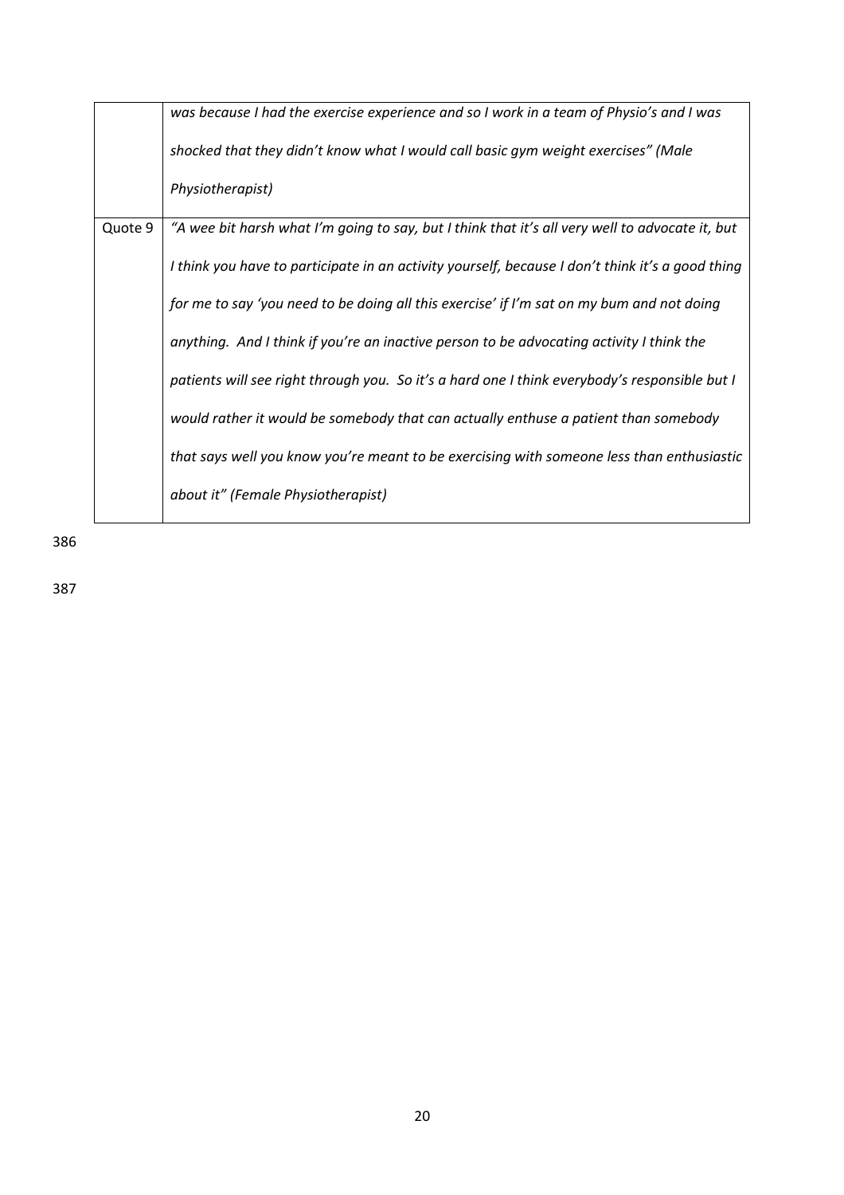| | |
|---|---|
| | *was because I had the exercise experience and so I work in a team of Physio's and I was shocked that they didn't know what I would call basic gym weight exercises" (Male Physiotherapist)* |
| Quote 9 | *"A wee bit harsh what I'm going to say, but I think that it's all very well to advocate it, but I think you have to participate in an activity yourself, because I don't think it's a good thing for me to say 'you need to be doing all this exercise' if I'm sat on my bum and not doing anything. And I think if you're an inactive person to be advocating activity I think the patients will see right through you. So it's a hard one I think everybody's responsible but I would rather it would be somebody that can actually enthuse a patient than somebody that says well you know you're meant to be exercising with someone less than enthusiastic about it" (Female Physiotherapist)* |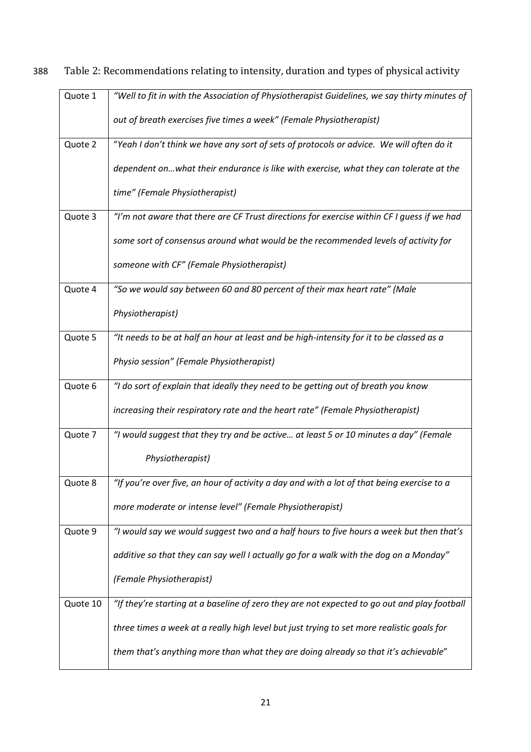Table 2: Recommendations relating to intensity, duration and types of physical activity

| | |
|---|---|
| Quote 1 | *"Well to fit in with the Association of Physiotherapist Guidelines, we say thirty minutes of out of breath exercises five times a week" (Female Physiotherapist)* |
| Quote 2 | "*Yeah I don't think we have any sort of sets of protocols or advice. We will often do it dependent on…what their endurance is like with exercise, what they can tolerate at the time" (Female Physiotherapist)* |
| Quote 3 | *"I'm not aware that there are CF Trust directions for exercise within CF I guess if we had some sort of consensus around what would be the recommended levels of activity for someone with CF" (Female Physiotherapist)* |
| Quote 4 | *"So we would say between 60 and 80 percent of their max heart rate" (Male Physiotherapist)* |
| Quote 5 | *"It needs to be at half an hour at least and be high-intensity for it to be classed as a Physio session" (Female Physiotherapist)* |
| Quote 6 | *"I do sort of explain that ideally they need to be getting out of breath you know increasing their respiratory rate and the heart rate" (Female Physiotherapist)* |
| Quote 7 | *"I would suggest that they try and be active… at least 5 or 10 minutes a day" (Female Physiotherapist)* |
| Quote 8 | *"If you're over five, an hour of activity a day and with a lot of that being exercise to a more moderate or intense level" (Female Physiotherapist)* |
| Quote 9 | *"I would say we would suggest two and a half hours to five hours a week but then that's additive so that they can say well I actually go for a walk with the dog on a Monday" (Female Physiotherapist)* |
| Quote 10 | *"If they're starting at a baseline of zero they are not expected to go out and play football three times a week at a really high level but just trying to set more realistic goals for them that's anything more than what they are doing already so that it's achievable*" |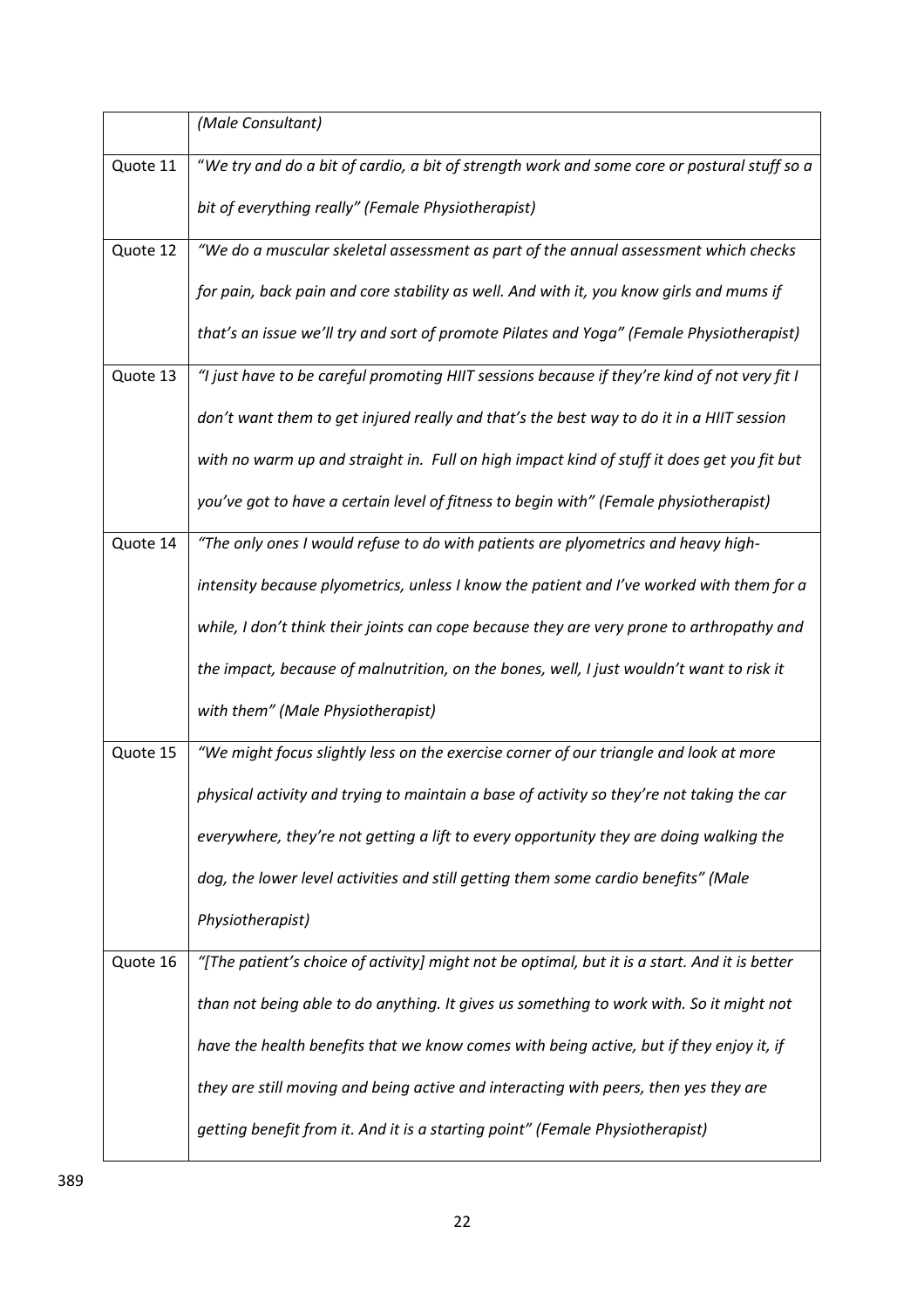|  | *(Male Consultant)* |
|---|---|
| Quote 11 | "*We try and do a bit of cardio, a bit of strength work and some core or postural stuff so a bit of everything really" (Female Physiotherapist)* |
| Quote 12 | *"We do a muscular skeletal assessment as part of the annual assessment which checks for pain, back pain and core stability as well. And with it, you know girls and mums if that's an issue we'll try and sort of promote Pilates and Yoga" (Female Physiotherapist)* |
| Quote 13 | *"I just have to be careful promoting HIIT sessions because if they're kind of not very fit I don't want them to get injured really and that's the best way to do it in a HIIT session with no warm up and straight in. Full on high impact kind of stuff it does get you fit but you've got to have a certain level of fitness to begin with" (Female physiotherapist)* |
| Quote 14 | *"The only ones I would refuse to do with patients are plyometrics and heavy high-intensity because plyometrics, unless I know the patient and I've worked with them for a while, I don't think their joints can cope because they are very prone to arthropathy and the impact, because of malnutrition, on the bones, well, I just wouldn't want to risk it with them" (Male Physiotherapist)* |
| Quote 15 | *"We might focus slightly less on the exercise corner of our triangle and look at more physical activity and trying to maintain a base of activity so they're not taking the car everywhere, they're not getting a lift to every opportunity they are doing walking the dog, the lower level activities and still getting them some cardio benefits" (Male Physiotherapist)* |
| Quote 16 | *"[The patient's choice of activity] might not be optimal, but it is a start. And it is better than not being able to do anything. It gives us something to work with. So it might not have the health benefits that we know comes with being active, but if they enjoy it, if they are still moving and being active and interacting with peers, then yes they are getting benefit from it. And it is a starting point" (Female Physiotherapist)* |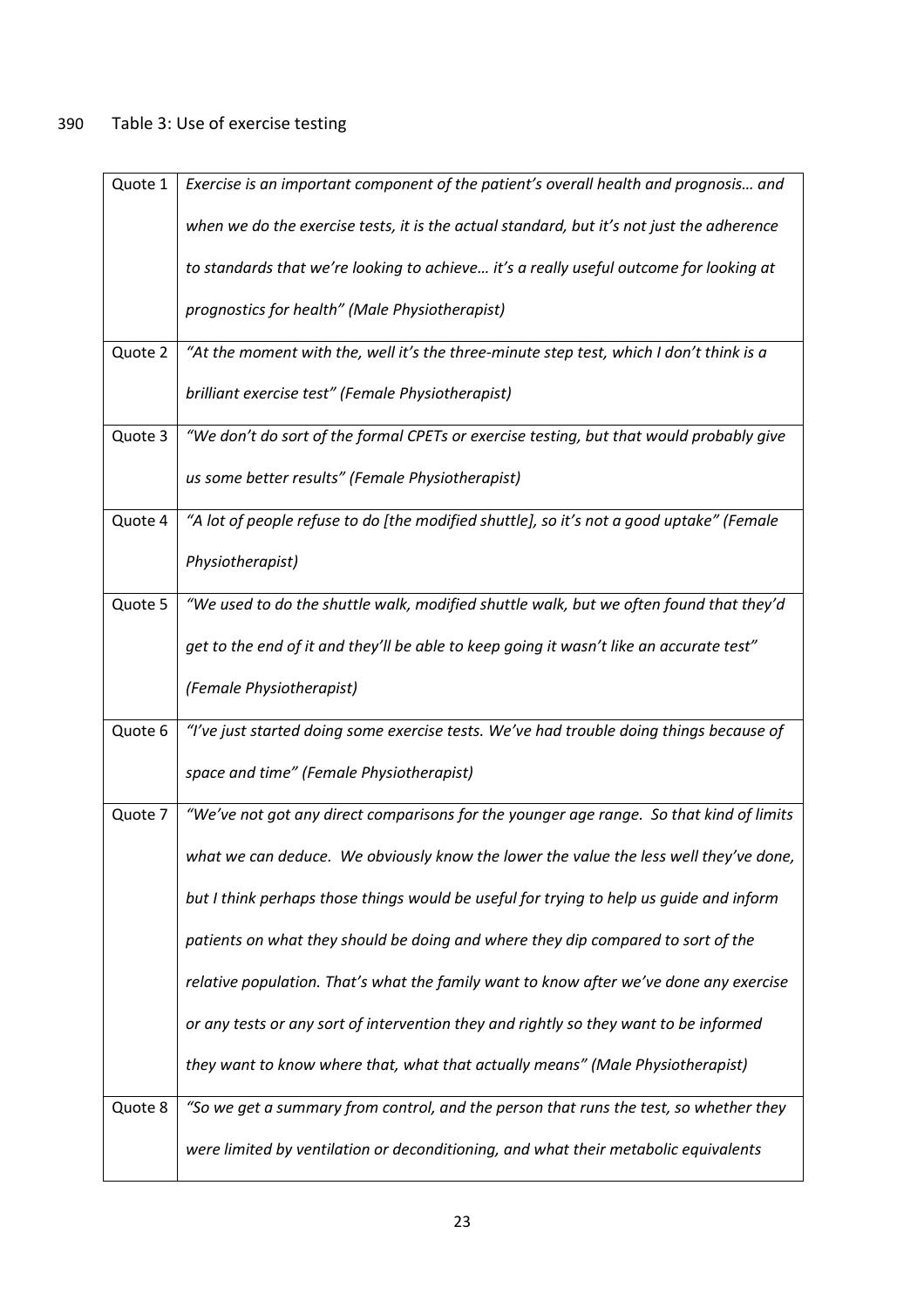Table 3: Use of exercise testing

| | |
|---|---|
| Quote 1 | *Exercise is an important component of the patient's overall health and prognosis… and when we do the exercise tests, it is the actual standard, but it's not just the adherence to standards that we're looking to achieve… it's a really useful outcome for looking at prognostics for health" (Male Physiotherapist)* |
| Quote 2 | *"At the moment with the, well it's the three-minute step test, which I don't think is a brilliant exercise test" (Female Physiotherapist)* |
| Quote 3 | *"We don't do sort of the formal CPETs or exercise testing, but that would probably give us some better results" (Female Physiotherapist)* |
| Quote 4 | *"A lot of people refuse to do [the modified shuttle], so it's not a good uptake" (Female Physiotherapist)* |
| Quote 5 | *"We used to do the shuttle walk, modified shuttle walk, but we often found that they'd get to the end of it and they'll be able to keep going it wasn't like an accurate test" (Female Physiotherapist)* |
| Quote 6 | *"I've just started doing some exercise tests. We've had trouble doing things because of space and time" (Female Physiotherapist)* |
| Quote 7 | *"We've not got any direct comparisons for the younger age range. So that kind of limits what we can deduce. We obviously know the lower the value the less well they've done, but I think perhaps those things would be useful for trying to help us guide and inform patients on what they should be doing and where they dip compared to sort of the relative population. That's what the family want to know after we've done any exercise or any tests or any sort of intervention they and rightly so they want to be informed they want to know where that, what that actually means" (Male Physiotherapist)* |
| Quote 8 | *"So we get a summary from control, and the person that runs the test, so whether they were limited by ventilation or deconditioning, and what their metabolic equivalents* |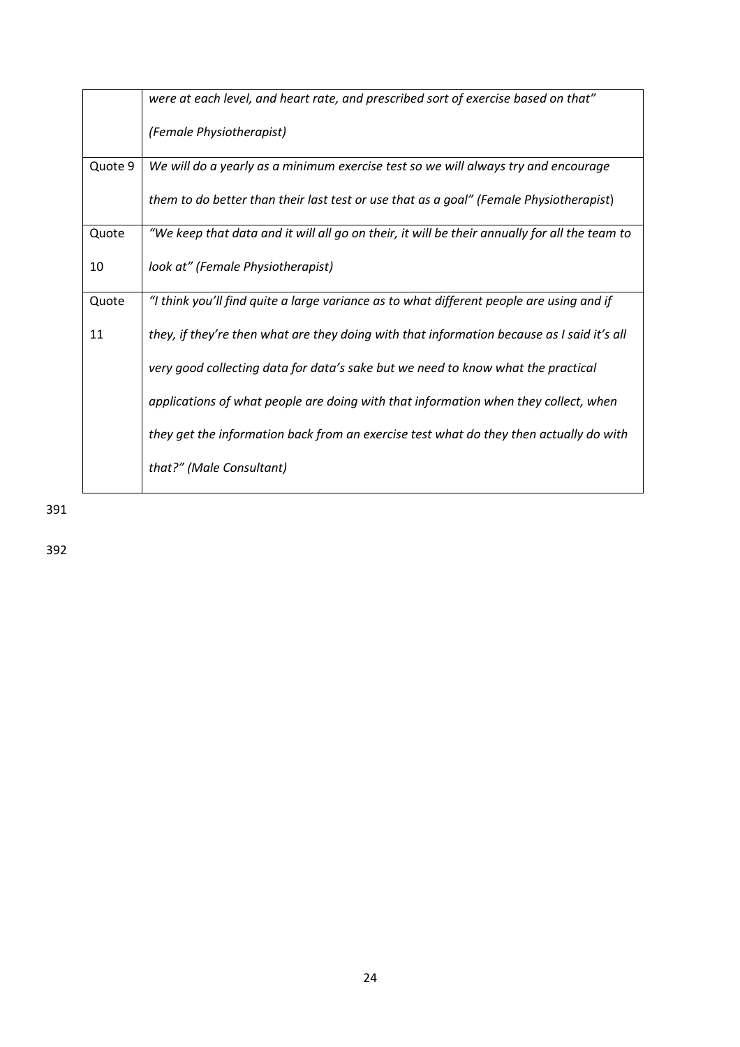| | |
|---|---|
| | *were at each level, and heart rate, and prescribed sort of exercise based on that" (Female Physiotherapist)* |
| Quote 9 | *We will do a yearly as a minimum exercise test so we will always try and encourage them to do better than their last test or use that as a goal" (Female Physiotherapist*) |
| Quote 10 | *"We keep that data and it will all go on their, it will be their annually for all the team to look at" (Female Physiotherapist)* |
| Quote 11 | *"I think you'll find quite a large variance as to what different people are using and if they, if they're then what are they doing with that information because as I said it's all very good collecting data for data's sake but we need to know what the practical applications of what people are doing with that information when they collect, when they get the information back from an exercise test what do they then actually do with that?" (Male Consultant)* |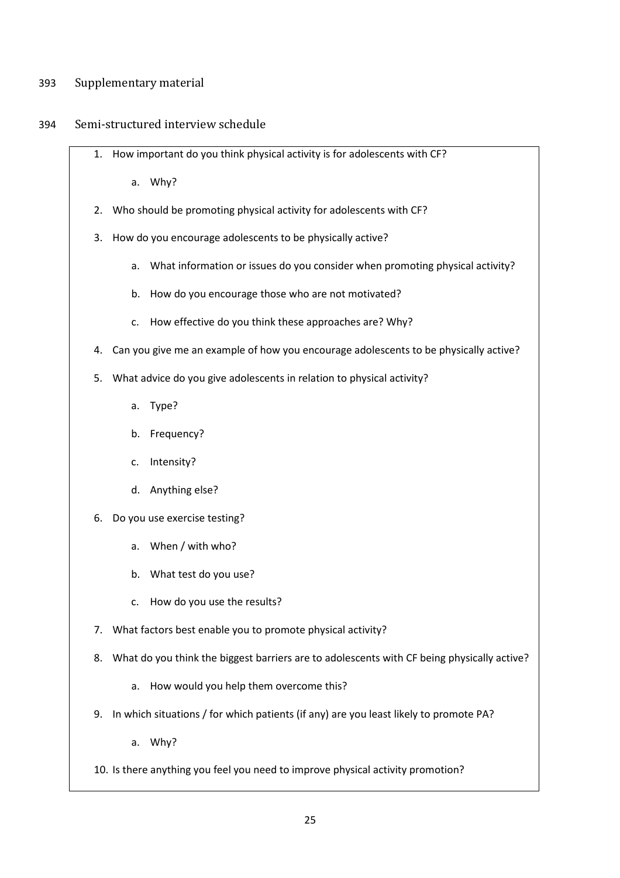## Supplementary material

### Semi-structured interview schedule

1. How important do you think physical activity is for adolescents with CF?
    a. Why?
2. Who should be promoting physical activity for adolescents with CF?
3. How do you encourage adolescents to be physically active?
    a. What information or issues do you consider when promoting physical activity?
    b. How do you encourage those who are not motivated?
    c. How effective do you think these approaches are? Why?
4. Can you give me an example of how you encourage adolescents to be physically active?
5. What advice do you give adolescents in relation to physical activity?
    a. Type?
    b. Frequency?
    c. Intensity?
    d. Anything else?
6. Do you use exercise testing?
    a. When / with who?
    b. What test do you use?
    c. How do you use the results?
7. What factors best enable you to promote physical activity?
8. What do you think the biggest barriers are to adolescents with CF being physically active?
    a. How would you help them overcome this?
9. In which situations / for which patients (if any) are you least likely to promote PA?
    a. Why?
10. Is there anything you feel you need to improve physical activity promotion?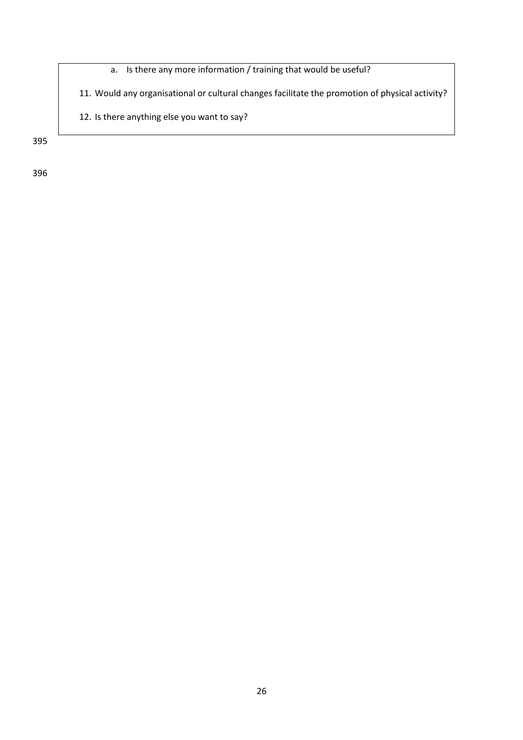a. Is there any more information / training that would be useful?

11. Would any organisational or cultural changes facilitate the promotion of physical activity?

12. Is there anything else you want to say?